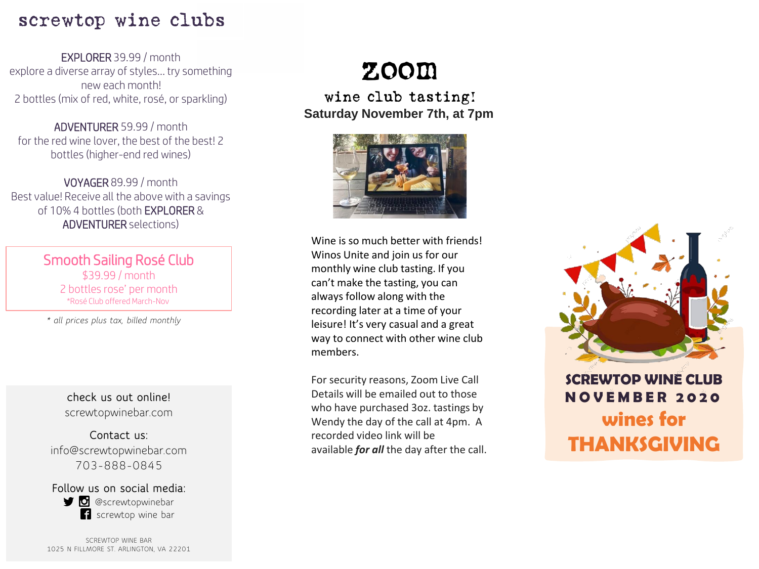# screwtop wine clubs

**EXPLORER** 39.99 / month
explore a diverse array of styles... try something new each month!
2 bottles (mix of red, white, rosé, or sparkling)

**ADVENTURER** 59.99 / month
for the red wine lover, the best of the best! 2 bottles (higher-end red wines)

**VOYAGER** 89.99 / month
Best value! Receive all the above with a savings of 10% 4 bottles (both **EXPLORER** & **ADVENTURER** selections)

## Smooth Sailing Rosé Club

$39.99 / month
2 bottles rose' per month
*Rosé Club offered March-Nov

*\* all prices plus tax, billed monthly*

check us out online!
screwtopwinebar.com

Contact us:
info@screwtopwinebar.com
703-888-0845

Follow us on social media:
@screwtopwinebar
screwtop wine bar

SCREWTOP WINE BAR
1025 N FILLMORE ST. ARLINGTON, VA 22201

# ZOOM

## wine club tasting!

**Saturday November 7th, at 7pm**

Wine is so much better with friends! Winos Unite and join us for our monthly wine club tasting. If you can't make the tasting, you can always follow along with the recording later at a time of your leisure! It's very casual and a great way to connect with other wine club members.

For security reasons, Zoom Live Call Details will be emailed out to those who have purchased 3oz. tastings by Wendy the day of the call at 4pm. A recorded video link will be available ***for all*** the day after the call.

**SCREWTOP WINE CLUB**
**NOVEMBER 2020**
**wines for THANKSGIVING**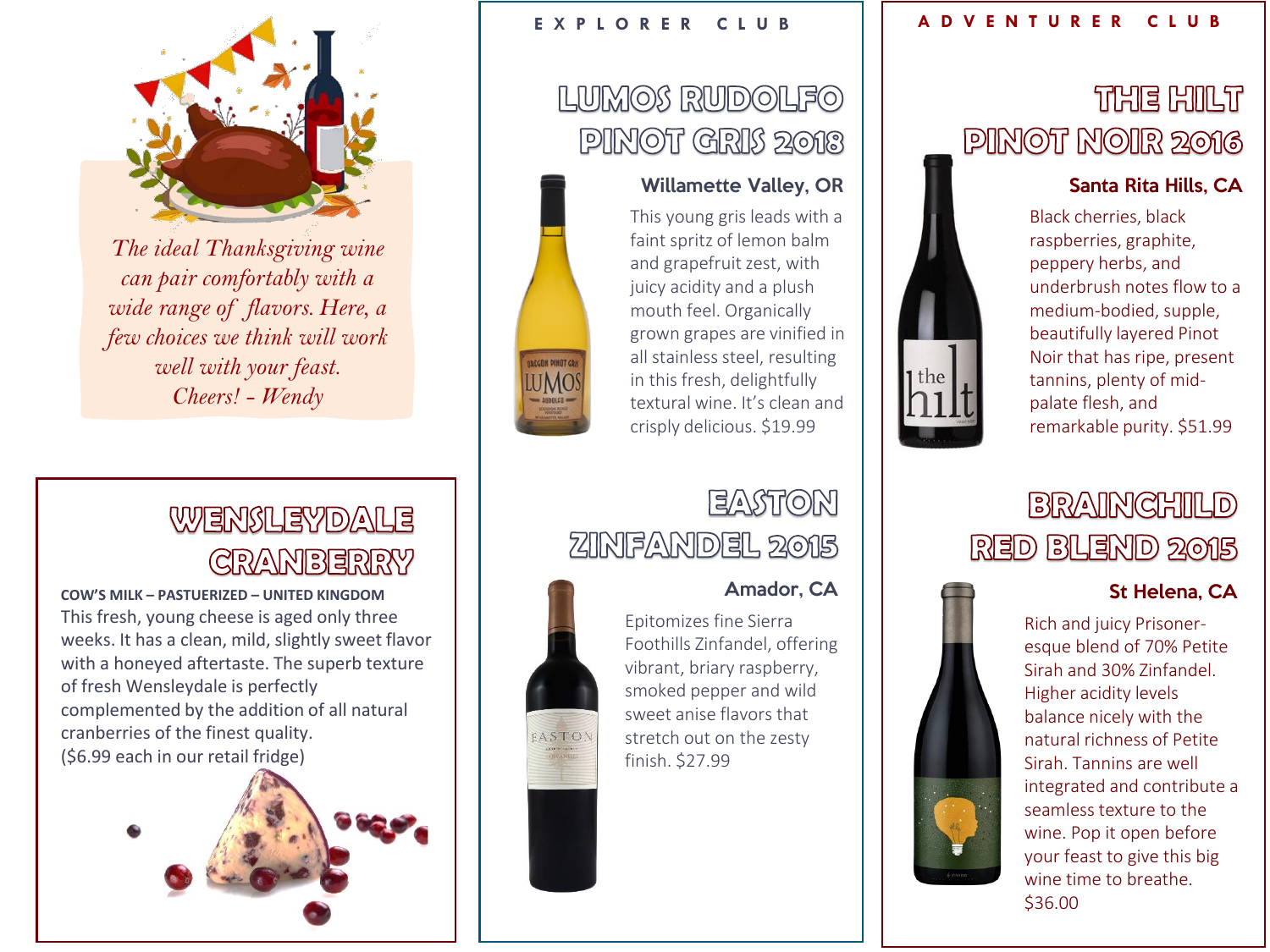*The ideal Thanksgiving wine can pair comfortably with a wide range of flavors. Here, a few choices we think will work well with your feast. Cheers! - Wendy*

## WENSLEYDALE CRANBERRY

**COW'S MILK – PASTEURIZED – UNITED KINGDOM**

This fresh, young cheese is aged only three weeks. It has a clean, mild, slightly sweet flavor with a honeyed aftertaste. The superb texture of fresh Wensleydale is perfectly complemented by the addition of all natural cranberries of the finest quality.
($6.99 each in our retail fridge)

# EXPLORER CLUB

## LUMOS RUDOLFO PINOT GRIS 2018

### Willamette Valley, OR

This young gris leads with a faint spritz of lemon balm and grapefruit zest, with juicy acidity and a plush mouth feel. Organically grown grapes are vinified in all stainless steel, resulting in this fresh, delightfully textural wine. It's clean and crisply delicious. $19.99

## EASTON ZINFANDEL 2015

### Amador, CA

Epitomizes fine Sierra Foothills Zinfandel, offering vibrant, briary raspberry, smoked pepper and wild sweet anise flavors that stretch out on the zesty finish. $27.99

# ADVENTURER CLUB

## THE HILT PINOT NOIR 2016

### Santa Rita Hills, CA

Black cherries, black raspberries, graphite, peppery herbs, and underbrush notes flow to a medium-bodied, supple, beautifully layered Pinot Noir that has ripe, present tannins, plenty of mid-palate flesh, and remarkable purity. $51.99

## BRAINCHILD RED BLEND 2015

### St Helena, CA

Rich and juicy Prisoner-esque blend of 70% Petite Sirah and 30% Zinfandel. Higher acidity levels balance nicely with the natural richness of Petite Sirah. Tannins are well integrated and contribute a seamless texture to the wine. Pop it open before your feast to give this big wine time to breathe. $36.00